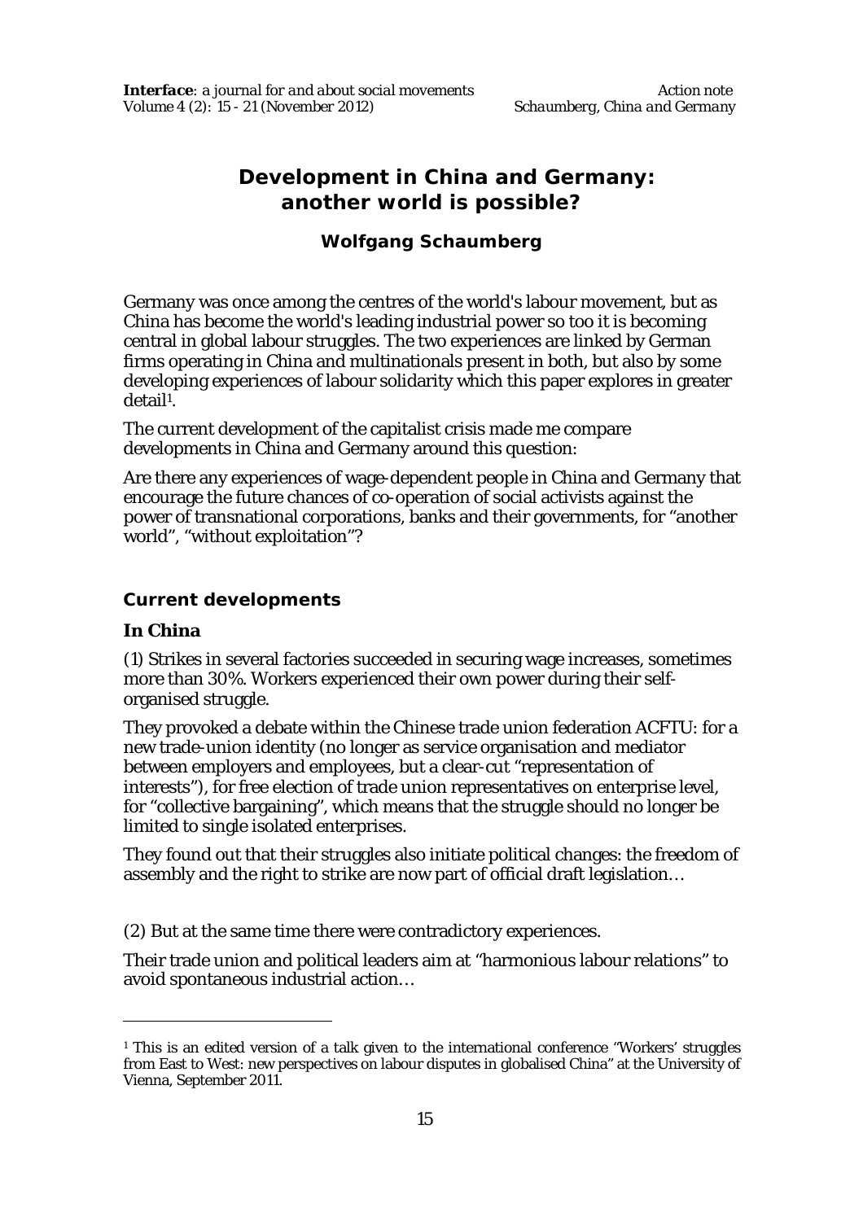# Development in China and Germany: another world is possible?

**Wolfgang Schaumberg**

Germany was once among the centres of the world's labour movement, but as China has become the world's leading industrial power so too it is becoming central in global labour struggles. The two experiences are linked by German firms operating in China and multinationals present in both, but also by some developing experiences of labour solidarity which this paper explores in greater detail[1].

The current development of the capitalist crisis made me compare developments in China and Germany around this question:

Are there any experiences of wage-dependent people in China and Germany that encourage the future chances of co-operation of social activists against the power of transnational corporations, banks and their governments, for "another world", "without exploitation"?

## Current developments

### In China

(1) Strikes in several factories succeeded in securing wage increases, sometimes more than 30%. Workers experienced their own power during their self-organised struggle.

They provoked a debate within the Chinese trade union federation ACFTU: for a new trade-union identity (no longer as service organisation and mediator between employers and employees, but a clear-cut "representation of interests"), for free election of trade union representatives on enterprise level, for "collective bargaining", which means that the struggle should no longer be limited to single isolated enterprises.

They found out that their struggles also initiate political changes: the freedom of assembly and the right to strike are now part of official draft legislation…

(2) But at the same time there were contradictory experiences.

Their trade union and political leaders aim at "harmonious labour relations" to avoid spontaneous industrial action…

---

[1] This is an edited version of a talk given to the international conference "Workers' struggles from East to West: new perspectives on labour disputes in globalised China" at the University of Vienna, September 2011.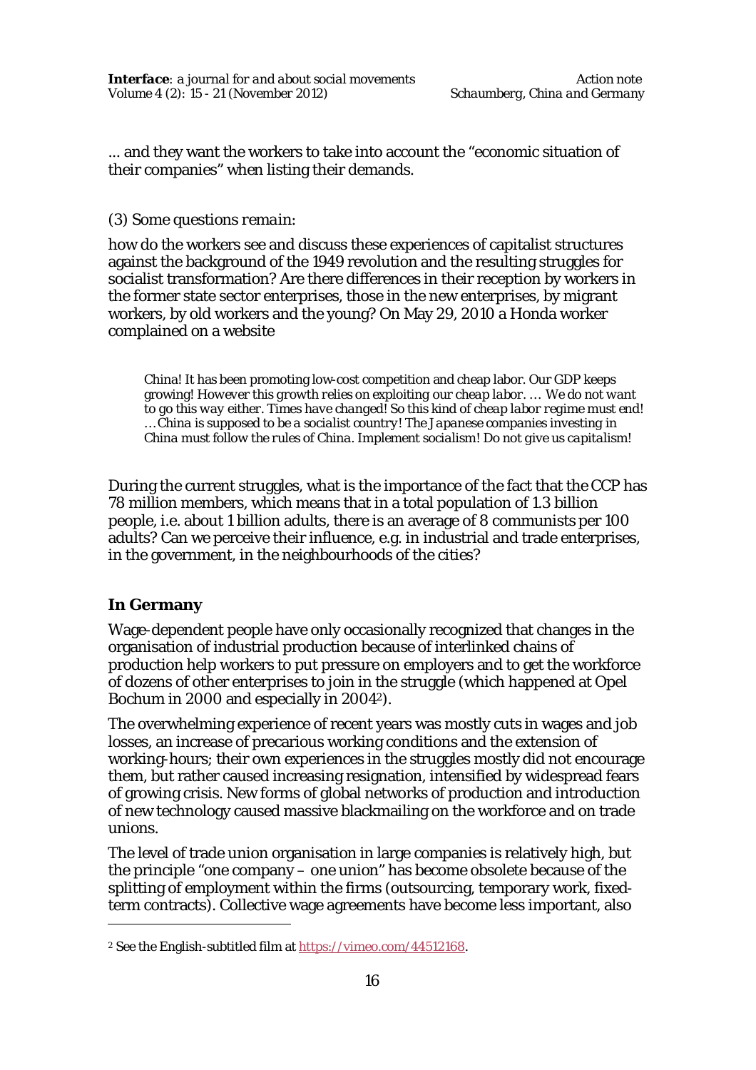... and they want the workers to take into account the "economic situation of their companies" when listing their demands.

*(3) Some questions remain:*

how do the workers see and discuss these experiences of capitalist structures against the background of the 1949 revolution and the resulting struggles for socialist transformation? Are there differences in their reception by workers in the former state sector enterprises, those in the new enterprises, by migrant workers, by old workers and the young? On May 29, 2010 a Honda worker complained on a website

> *China! It has been promoting low-cost competition and cheap labor. Our GDP keeps growing! However this growth relies on exploiting our cheap labor. … We do not want to go this way either. Times have changed! So this kind of cheap labor regime must end! …China is supposed to be a socialist country! The Japanese companies investing in China must follow the rules of China. Implement socialism! Do not give us capitalism!*

During the current struggles, what is the importance of the fact that the CCP has 78 million members, which means that in a total population of 1.3 billion people, i.e. about 1 billion adults, there is an average of 8 communists per 100 adults? Can we perceive their influence, e.g. in industrial and trade enterprises, in the government, in the neighbourhoods of the cities?

## In Germany

Wage-dependent people have only occasionally recognized that changes in the organisation of industrial production because of interlinked chains of production help workers to put pressure on employers and to get the workforce of dozens of other enterprises to join in the struggle (which happened at Opel Bochum in 2000 and especially in 2004[2]).

The overwhelming experience of recent years was mostly cuts in wages and job losses, an increase of precarious working conditions and the extension of working-hours; their own experiences in the struggles mostly did not encourage them, but rather caused increasing resignation, intensified by widespread fears of growing crisis. New forms of global networks of production and introduction of new technology caused massive blackmailing on the workforce and on trade unions.

The level of trade union organisation in large companies is relatively high, but the principle "one company – one union" has become obsolete because of the splitting of employment within the firms (outsourcing, temporary work, fixed-term contracts). Collective wage agreements have become less important, also

[2] See the English-subtitled film at https://vimeo.com/44512168.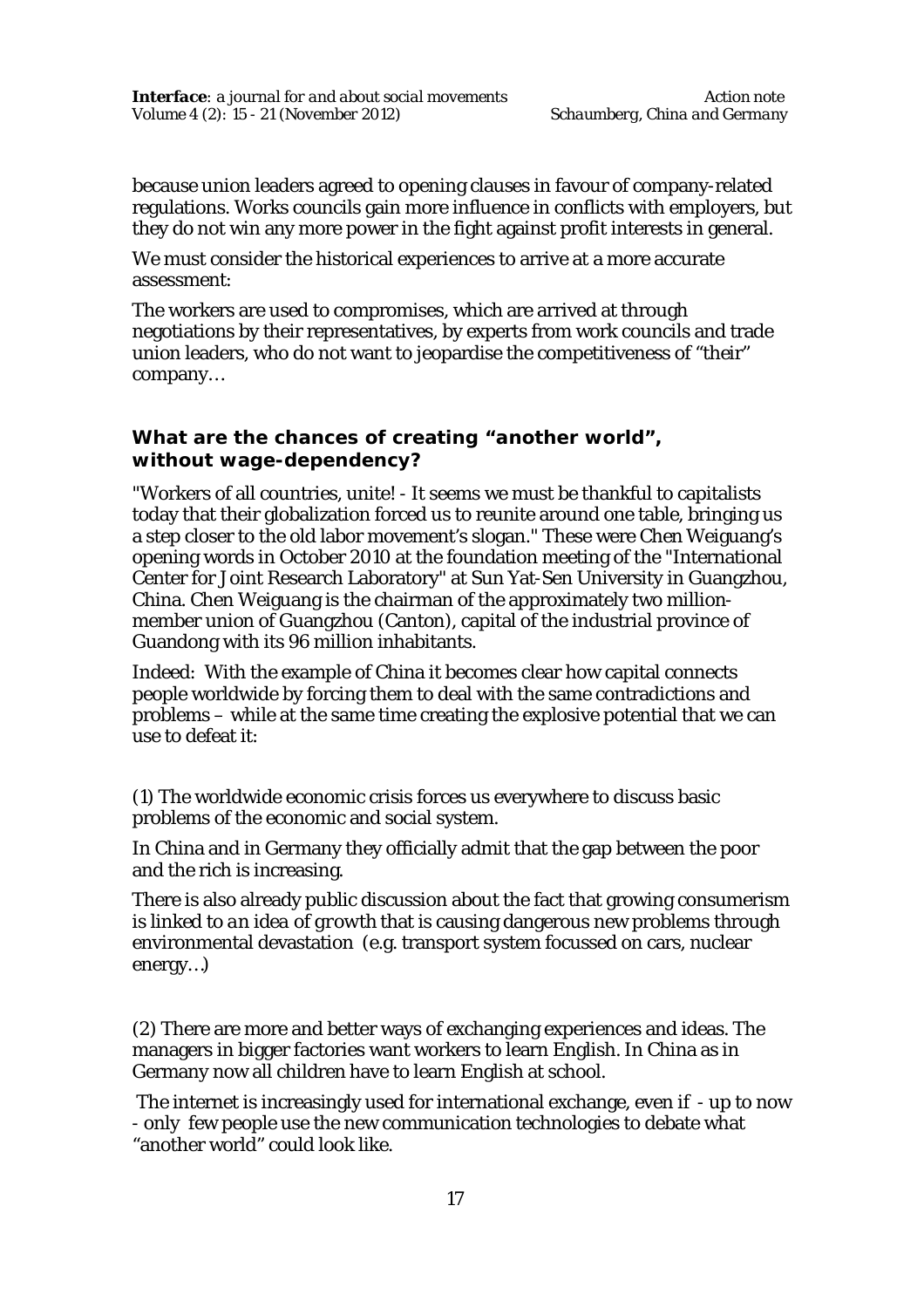because union leaders agreed to opening clauses in favour of company-related regulations. Works councils gain more influence in conflicts with employers, but they do not win any more power in the fight against profit interests in general.

We must consider the historical experiences to arrive at a more accurate assessment:

The workers are used to compromises, which are arrived at through negotiations by their representatives, by experts from work councils and trade union leaders, who do not want to jeopardise the competitiveness of "their" company…

## What are the chances of creating "another world", without wage-dependency?

"Workers of all countries, unite! - It seems we must be thankful to capitalists today that their globalization forced us to reunite around one table, bringing us a step closer to the old labor movement's slogan." These were Chen Weiguang's opening words in October 2010 at the foundation meeting of the "International Center for Joint Research Laboratory" at Sun Yat-Sen University in Guangzhou, China. Chen Weiguang is the chairman of the approximately two million-member union of Guangzhou (Canton), capital of the industrial province of Guandong with its 96 million inhabitants.

Indeed: With the example of China it becomes clear how capital connects people worldwide by forcing them to deal with the same contradictions and problems – while at the same time creating the explosive potential that we can use to defeat it:

(1) The worldwide economic crisis forces us everywhere to discuss basic problems of the economic and social system.

In China and in Germany they officially admit that the gap between the poor and the rich is increasing.

There is also already public discussion about the fact that growing consumerism is linked to *an idea of growth* that is causing dangerous new problems through environmental devastation (e.g. transport system focussed on cars, nuclear energy…)

(2) There are more and better ways of exchanging experiences and ideas. The managers in bigger factories want workers to learn English. In China as in Germany now all children have to learn English at school.

The internet is increasingly used for international exchange, even if - up to now - only few people use the new communication technologies to debate what "another world" could look like.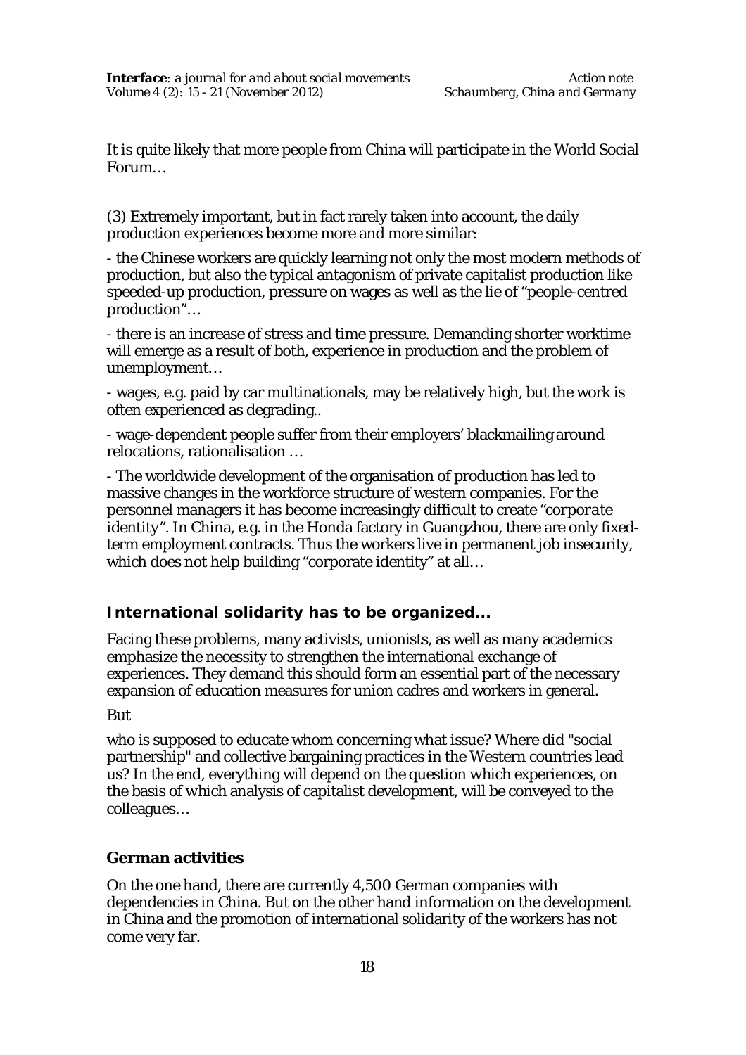It is quite likely that more people from China will participate in the World Social Forum…

(3) Extremely important, but in fact rarely taken into account, the daily production experiences become more and more similar:

- the Chinese workers are quickly learning not only the most modern methods of production, but also the typical antagonism of private capitalist production like speeded-up production, pressure on wages as well as the lie of "people-centred production"…

- there is an increase of stress and time pressure. Demanding shorter worktime will emerge as a result of both, experience in production and the problem of unemployment…

- wages, e.g. paid by car multinationals, may be relatively high, but the work is often experienced as degrading..

- wage-dependent people suffer from their employers' blackmailing around relocations, rationalisation …

- The worldwide development of the organisation of production has led to massive changes in the workforce structure of western companies. For the personnel managers it has become increasingly difficult to create "*corporate identity*". In China, e.g. in the Honda factory in Guangzhou, there are only fixed-term employment contracts. Thus the workers live in permanent job insecurity, which does not help building "corporate identity" at all…

## International solidarity has to be organized...

Facing these problems, many activists, unionists, as well as many academics emphasize the necessity to strengthen the international exchange of experiences. They demand this should form an essential part of the necessary expansion of education measures for union cadres and workers in general.

But

who is supposed to educate whom concerning what issue? Where did "social partnership" and collective bargaining practices in the Western countries lead us? In the end, everything will depend on the question which experiences, on the basis of which analysis of capitalist development, will be conveyed to the colleagues…

## German activities

On the one hand, there are currently 4,500 German companies with dependencies in China. But on the other hand information on the development in China and the promotion of international solidarity of the workers has not come very far.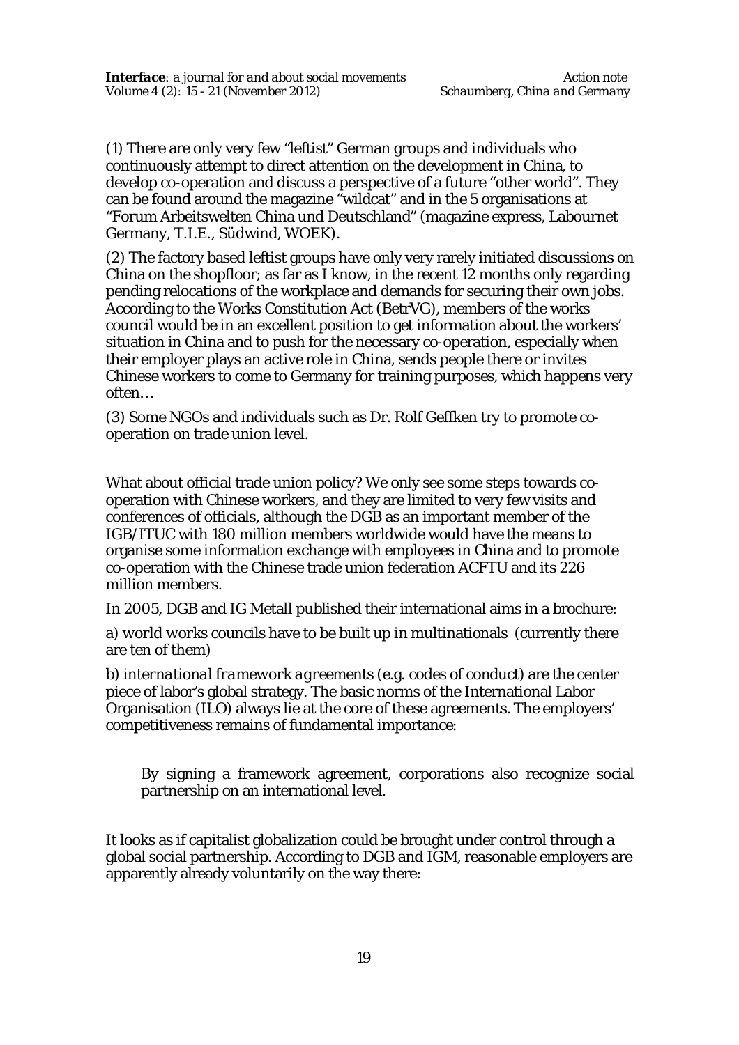(1) There are only very few "leftist" German groups and individuals who continuously attempt to direct attention on the development in China, to develop co-operation and discuss a perspective of a future "other world". They can be found around the magazine "wildcat" and in the 5 organisations at "Forum Arbeitswelten China und Deutschland" (magazine express, Labournet Germany, T.I.E., Südwind, WOEK).

(2) The factory based leftist groups have only very rarely initiated discussions on China on the shopfloor; as far as I know, in the recent 12 months only regarding pending relocations of the workplace and demands for securing their own jobs. According to the Works Constitution Act (BetrVG), members of the works council would be in an excellent position to get information about the workers' situation in China and to push for the necessary co-operation, especially when their employer plays an active role in China, sends people there or invites Chinese workers to come to Germany for training purposes, which happens very often…

(3) Some NGOs and individuals such as Dr. Rolf Geffken try to promote co-operation on trade union level.

What about official trade union policy? We only see some steps towards co-operation with Chinese workers, and they are limited to very few visits and conferences of officials, although the DGB as an important member of the IGB/ITUC with 180 million members worldwide would have the means to organise some information exchange with employees in China and to promote co-operation with the Chinese trade union federation ACFTU and its 226 million members.

In 2005, DGB and IG Metall published their international aims in a brochure:

a) world works councils have to be built up in multinationals (currently there are ten of them)

b) *international framework agreements* (e.g. codes of conduct) are the center piece of labor's global strategy. The basic norms of the International Labor Organisation (ILO) always lie at the core of these agreements. The employers' competitiveness remains of fundamental importance:

> By signing a framework agreement, corporations also recognize social partnership on an international level.

It looks as if capitalist globalization could be brought under control through a global social partnership. According to DGB and IGM, reasonable employers are apparently already voluntarily on the way there: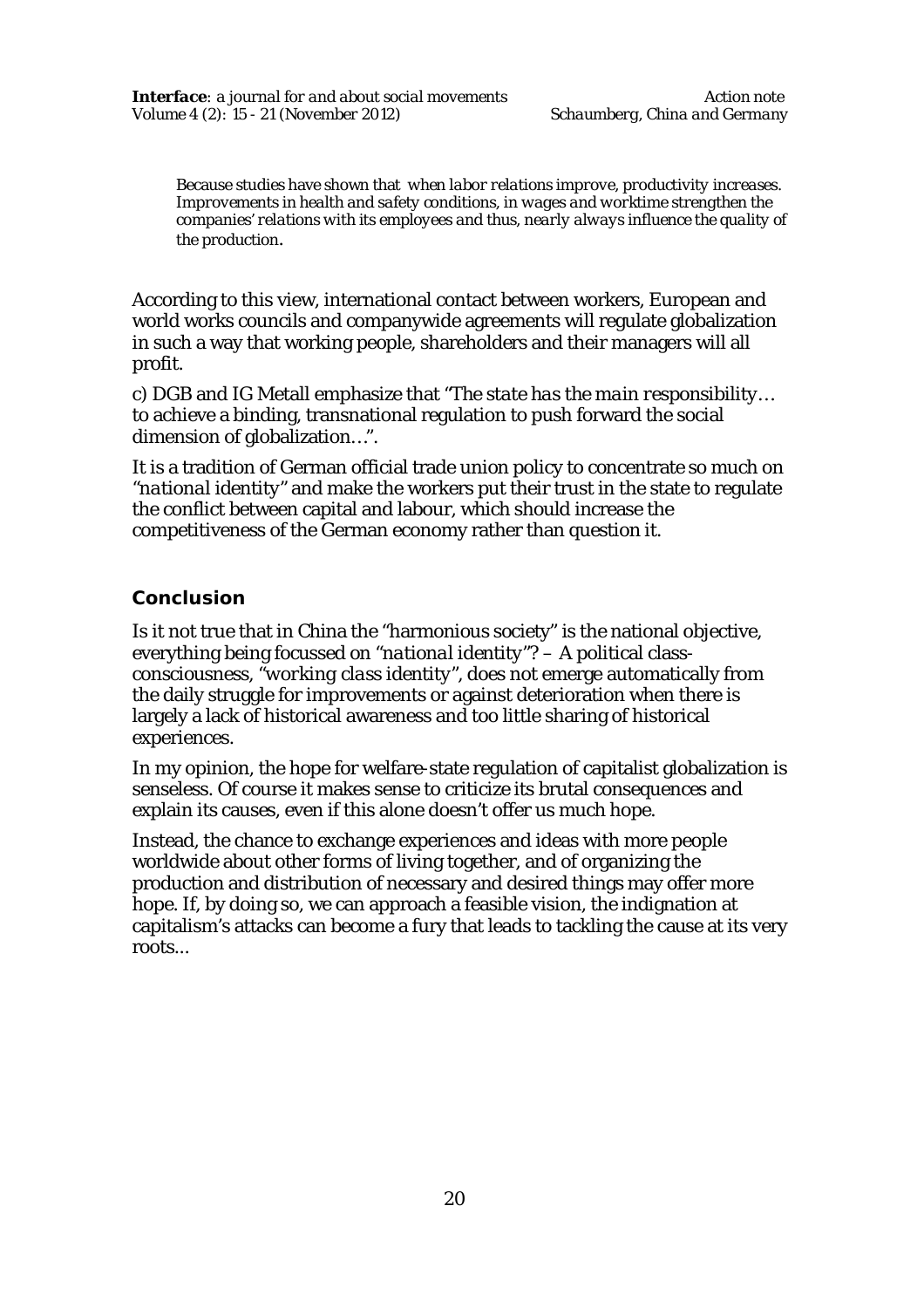> *Because studies have shown that when labor relations improve, productivity increases. Improvements in health and safety conditions, in wages and worktime strengthen the companies' relations with its employees and thus, nearly always influence the quality of the production*.

According to this view, international contact between workers, European and world works councils and companywide agreements will regulate globalization in such a way that working people, shareholders and their managers will all profit.

c) DGB and IG Metall emphasize that "*The state has the main responsibility… to achieve a binding, transnational regulation to push forward the social dimension of globalization…*".

It is a tradition of German official trade union policy to concentrate so much on "*national identity*" and make the workers put their trust in the state to regulate the conflict between capital and labour, which should increase the competitiveness of the German economy rather than question it.

## Conclusion

Is it not true that in China the "harmonious society" is the national objective, everything being focussed on "*national identity*"? – A political class-consciousness, "*working class identity*", does not emerge automatically from the daily struggle for improvements or against deterioration when there is largely a lack of historical awareness and too little sharing of historical experiences.

In my opinion, the hope for welfare-state regulation of capitalist globalization is senseless. Of course it makes sense to criticize its brutal consequences and explain its causes, even if this alone doesn't offer us much hope.

Instead, the chance to exchange experiences and ideas with more people worldwide about other forms of living together, and of organizing the production and distribution of necessary and desired things may offer more hope. If, by doing so, we can approach a feasible vision, the indignation at capitalism's attacks can become a fury that leads to tackling the cause at its very roots...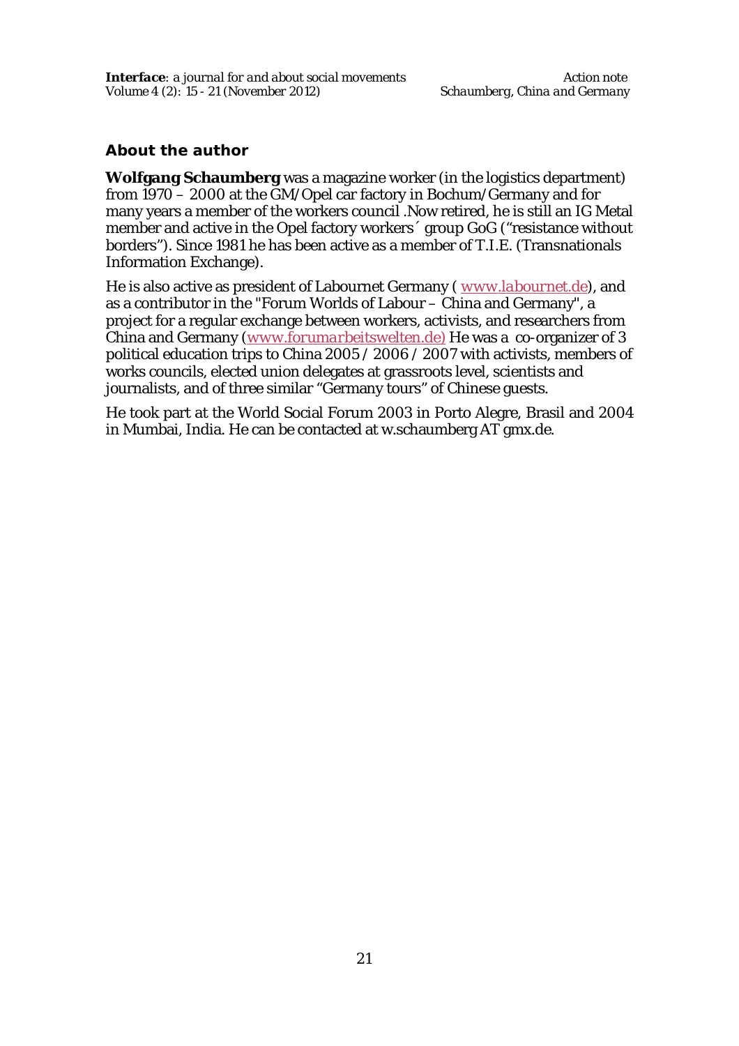## About the author

**Wolfgang Schaumberg** was a magazine worker (in the logistics department) from 1970 – 2000 at the GM/Opel car factory in Bochum/Germany and for many years a member of the workers council .Now retired, he is still an IG Metal member and active in the Opel factory workers´ group GoG ("resistance without borders"). Since 1981 he has been active as a member of T.I.E. (Transnationals Information Exchange).

He is also active as president of Labournet Germany ( www.labournet.de), and as a contributor in the "Forum Worlds of Labour – China and Germany", a project for a regular exchange between workers, activists, and researchers from China and Germany (www.forumarbeitswelten.de) He was a co-organizer of 3 political education trips to China 2005 / 2006 / 2007 with activists, members of works councils, elected union delegates at grassroots level, scientists and journalists, and of three similar "Germany tours" of Chinese guests.

He took part at the World Social Forum 2003 in Porto Alegre, Brasil and 2004 in Mumbai, India. He can be contacted at w.schaumberg AT gmx.de.